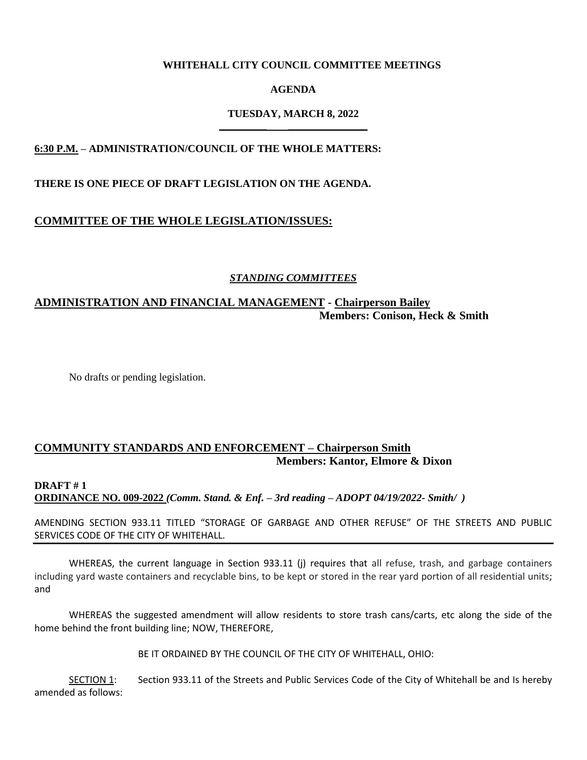**WHITEHALL CITY COUNCIL COMMITTEE MEETINGS**

**AGENDA**

**TUESDAY, MARCH 8, 2022**

**6:30 P.M. – ADMINISTRATION/COUNCIL OF THE WHOLE MATTERS:**

**THERE IS ONE PIECE OF DRAFT LEGISLATION ON THE AGENDA.**

## COMMITTEE OF THE WHOLE LEGISLATION/ISSUES:

***STANDING COMMITTEES***

## ADMINISTRATION AND FINANCIAL MANAGEMENT - Chairperson Bailey

**Members: Conison, Heck & Smith**

No drafts or pending legislation.

## COMMUNITY STANDARDS AND ENFORCEMENT – Chairperson Smith

**Members: Kantor, Elmore & Dixon**

**DRAFT # 1**
**ORDINANCE NO. 009-2022** ***(Comm. Stand. & Enf. – 3rd reading – ADOPT 04/19/2022- Smith/ )***

AMENDING SECTION 933.11 TITLED "STORAGE OF GARBAGE AND OTHER REFUSE" OF THE STREETS AND PUBLIC SERVICES CODE OF THE CITY OF WHITEHALL.

WHEREAS, the current language in Section 933.11 (j) requires that all refuse, trash, and garbage containers including yard waste containers and recyclable bins, to be kept or stored in the rear yard portion of all residential units; and

WHEREAS the suggested amendment will allow residents to store trash cans/carts, etc along the side of the home behind the front building line; NOW, THEREFORE,

BE IT ORDAINED BY THE COUNCIL OF THE CITY OF WHITEHALL, OHIO:

SECTION 1: Section 933.11 of the Streets and Public Services Code of the City of Whitehall be and Is hereby amended as follows: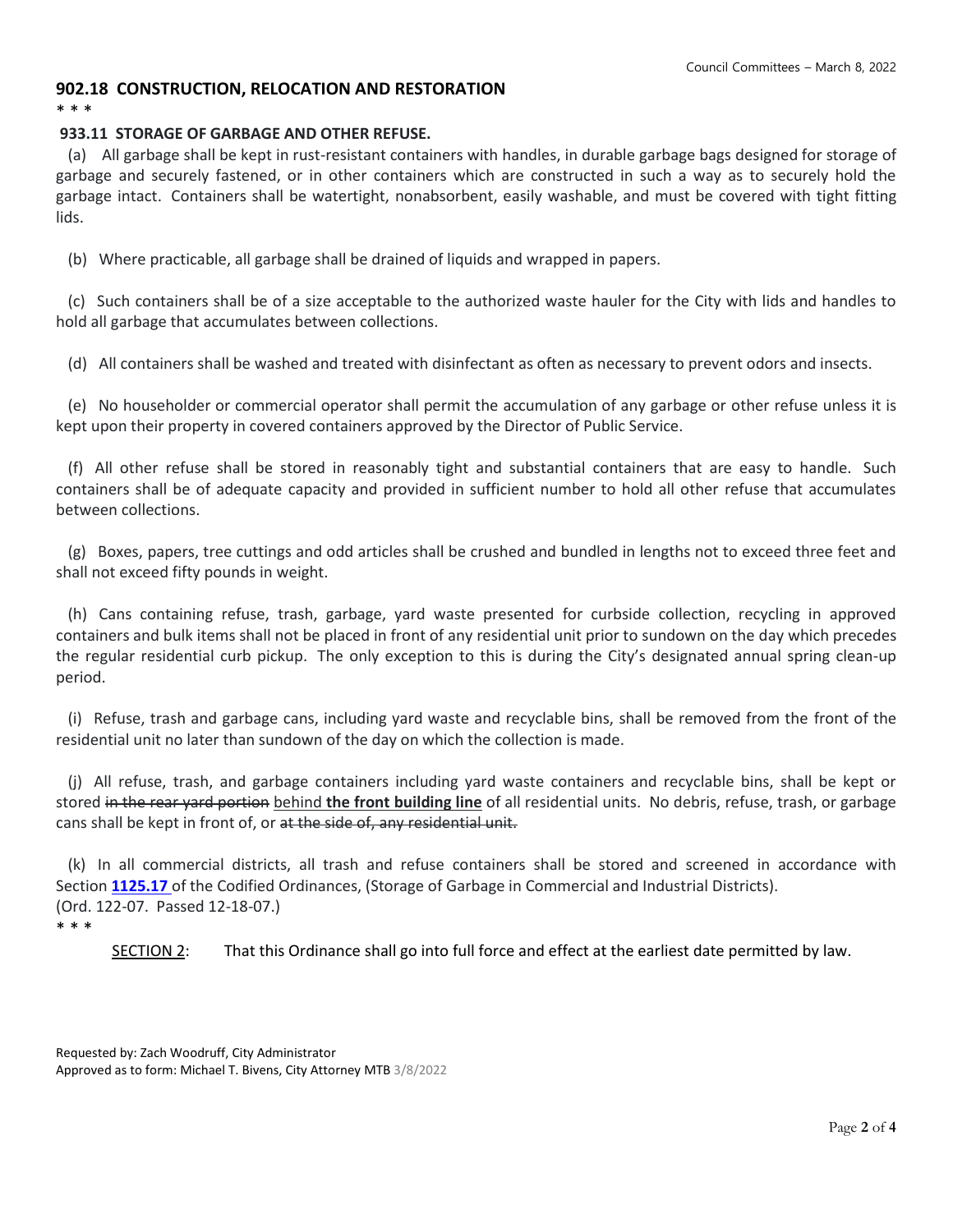### 902.18 CONSTRUCTION, RELOCATION AND RESTORATION

* * *

### 933.11 STORAGE OF GARBAGE AND OTHER REFUSE.

(a) All garbage shall be kept in rust-resistant containers with handles, in durable garbage bags designed for storage of garbage and securely fastened, or in other containers which are constructed in such a way as to securely hold the garbage intact. Containers shall be watertight, nonabsorbent, easily washable, and must be covered with tight fitting lids.

(b) Where practicable, all garbage shall be drained of liquids and wrapped in papers.

(c) Such containers shall be of a size acceptable to the authorized waste hauler for the City with lids and handles to hold all garbage that accumulates between collections.

(d) All containers shall be washed and treated with disinfectant as often as necessary to prevent odors and insects.

(e) No householder or commercial operator shall permit the accumulation of any garbage or other refuse unless it is kept upon their property in covered containers approved by the Director of Public Service.

(f) All other refuse shall be stored in reasonably tight and substantial containers that are easy to handle. Such containers shall be of adequate capacity and provided in sufficient number to hold all other refuse that accumulates between collections.

(g) Boxes, papers, tree cuttings and odd articles shall be crushed and bundled in lengths not to exceed three feet and shall not exceed fifty pounds in weight.

(h) Cans containing refuse, trash, garbage, yard waste presented for curbside collection, recycling in approved containers and bulk items shall not be placed in front of any residential unit prior to sundown on the day which precedes the regular residential curb pickup. The only exception to this is during the City's designated annual spring clean-up period.

(i) Refuse, trash and garbage cans, including yard waste and recyclable bins, shall be removed from the front of the residential unit no later than sundown of the day on which the collection is made.

(j) All refuse, trash, and garbage containers including yard waste containers and recyclable bins, shall be kept or stored ~~in the rear yard portion~~ <u>behind **the front building line**</u> of all residential units. No debris, refuse, trash, or garbage cans shall be kept in front of, or ~~at the side of, any residential unit.~~

(k) In all commercial districts, all trash and refuse containers shall be stored and screened in accordance with Section **1125.17** of the Codified Ordinances, (Storage of Garbage in Commercial and Industrial Districts).
(Ord. 122-07. Passed 12-18-07.)

* * *

<u>SECTION 2</u>: That this Ordinance shall go into full force and effect at the earliest date permitted by law.

Requested by: Zach Woodruff, City Administrator
Approved as to form: Michael T. Bivens, City Attorney MTB 3/8/2022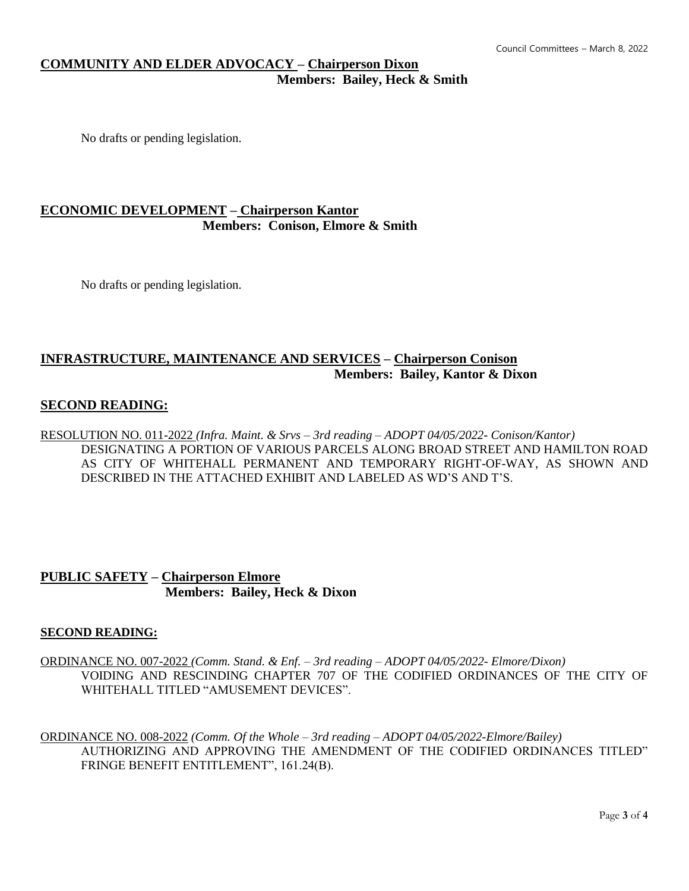## COMMUNITY AND ELDER ADVOCACY – Chairperson Dixon

**Members: Bailey, Heck & Smith**

No drafts or pending legislation.

## ECONOMIC DEVELOPMENT – Chairperson Kantor

**Members: Conison, Elmore & Smith**

No drafts or pending legislation.

## INFRASTRUCTURE, MAINTENANCE AND SERVICES – Chairperson Conison

**Members: Bailey, Kantor & Dixon**

### SECOND READING:

RESOLUTION NO. 011-2022 *(Infra. Maint. & Srvs – 3rd reading – ADOPT 04/05/2022- Conison/Kantor)*
DESIGNATING A PORTION OF VARIOUS PARCELS ALONG BROAD STREET AND HAMILTON ROAD AS CITY OF WHITEHALL PERMANENT AND TEMPORARY RIGHT-OF-WAY, AS SHOWN AND DESCRIBED IN THE ATTACHED EXHIBIT AND LABELED AS WD'S AND T'S.

## PUBLIC SAFETY – Chairperson Elmore

**Members: Bailey, Heck & Dixon**

### SECOND READING:

ORDINANCE NO. 007-2022 *(Comm. Stand. & Enf. – 3rd reading – ADOPT 04/05/2022- Elmore/Dixon)*
VOIDING AND RESCINDING CHAPTER 707 OF THE CODIFIED ORDINANCES OF THE CITY OF WHITEHALL TITLED "AMUSEMENT DEVICES".

ORDINANCE NO. 008-2022 *(Comm. Of the Whole – 3rd reading – ADOPT 04/05/2022-Elmore/Bailey)*
AUTHORIZING AND APPROVING THE AMENDMENT OF THE CODIFIED ORDINANCES TITLED" FRINGE BENEFIT ENTITLEMENT", 161.24(B).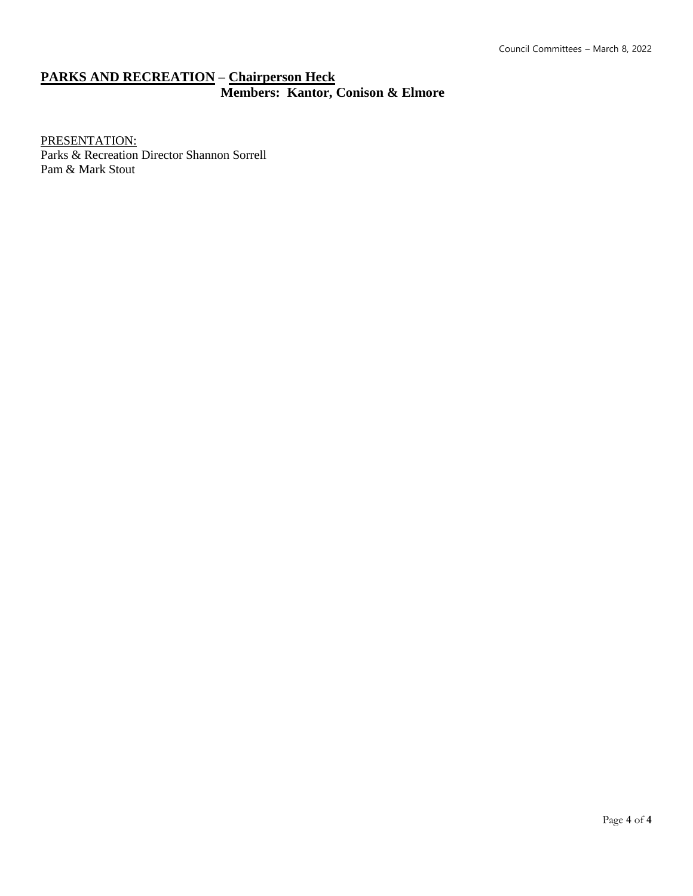## **PARKS AND RECREATION – Chairperson Heck**
**Members: Kantor, Conison & Elmore**

PRESENTATION:
Parks & Recreation Director Shannon Sorrell
Pam & Mark Stout